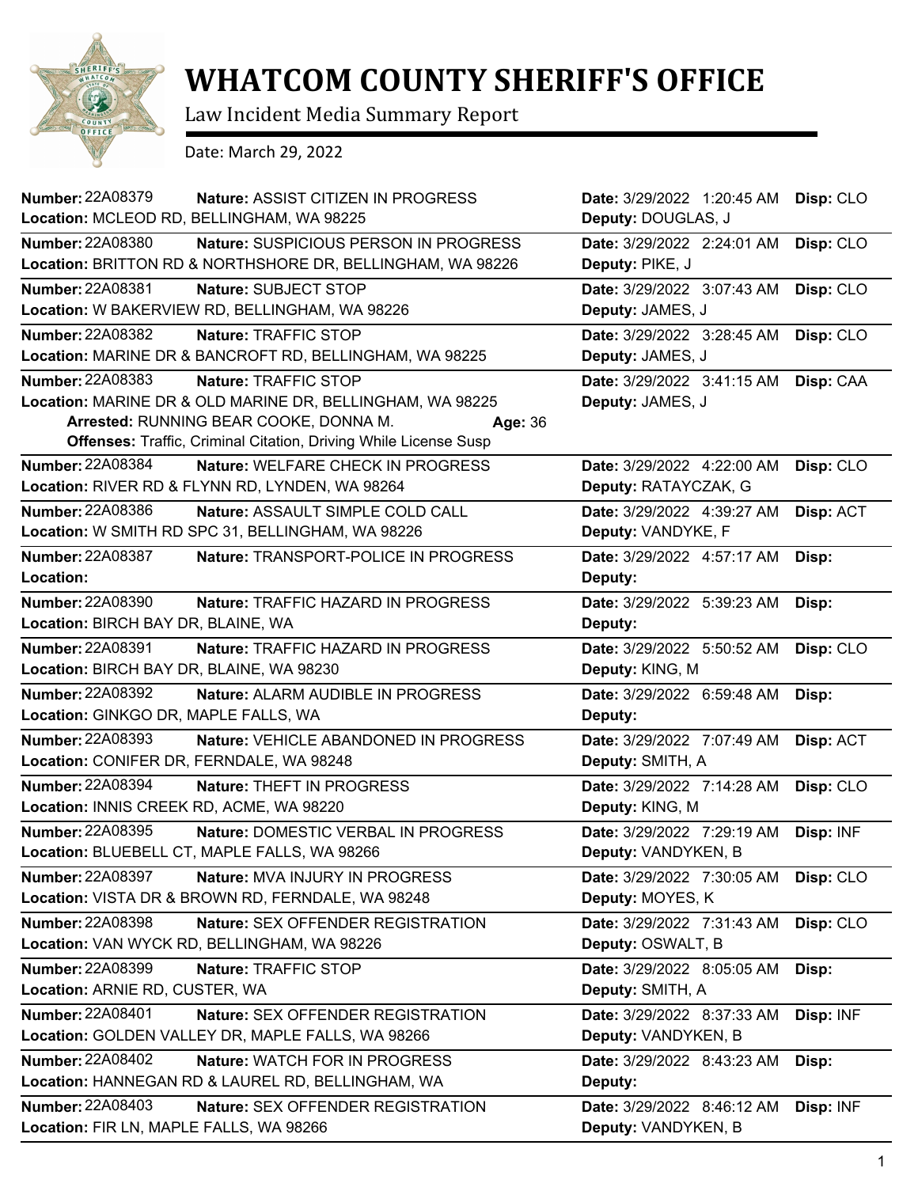# WHATCOM COUNTY SHERIFF'S OFFICE

Law Incident Media Summary Report

Date: March 29, 2022

**Number:** 22A08379 **Nature:** ASSIST CITIZEN IN PROGRESS **Date:** 3/29/2022 1:20:45 AM **Disp:** CLO
**Location:** MCLEOD RD, BELLINGHAM, WA 98225 **Deputy:** DOUGLAS, J

---

**Number:** 22A08380 **Nature:** SUSPICIOUS PERSON IN PROGRESS **Date:** 3/29/2022 2:24:01 AM **Disp:** CLO
**Location:** BRITTON RD & NORTHSHORE DR, BELLINGHAM, WA 98226 **Deputy:** PIKE, J

---

**Number:** 22A08381 **Nature:** SUBJECT STOP **Date:** 3/29/2022 3:07:43 AM **Disp:** CLO
**Location:** W BAKERVIEW RD, BELLINGHAM, WA 98226 **Deputy:** JAMES, J

---

**Number:** 22A08382 **Nature:** TRAFFIC STOP **Date:** 3/29/2022 3:28:45 AM **Disp:** CLO
**Location:** MARINE DR & BANCROFT RD, BELLINGHAM, WA 98225 **Deputy:** JAMES, J

---

**Number:** 22A08383 **Nature:** TRAFFIC STOP **Date:** 3/29/2022 3:41:15 AM **Disp:** CAA
**Location:** MARINE DR & OLD MARINE DR, BELLINGHAM, WA 98225 **Deputy:** JAMES, J
**Arrested:** RUNNING BEAR COOKE, DONNA M. **Age:** 36
**Offenses:** Traffic, Criminal Citation, Driving While License Susp

---

**Number:** 22A08384 **Nature:** WELFARE CHECK IN PROGRESS **Date:** 3/29/2022 4:22:00 AM **Disp:** CLO
**Location:** RIVER RD & FLYNN RD, LYNDEN, WA 98264 **Deputy:** RATAYCZAK, G

---

**Number:** 22A08386 **Nature:** ASSAULT SIMPLE COLD CALL **Date:** 3/29/2022 4:39:27 AM **Disp:** ACT
**Location:** W SMITH RD SPC 31, BELLINGHAM, WA 98226 **Deputy:** VANDYKE, F

---

**Number:** 22A08387 **Nature:** TRANSPORT-POLICE IN PROGRESS **Date:** 3/29/2022 4:57:17 AM **Disp:**
**Location:** **Deputy:**

---

**Number:** 22A08390 **Nature:** TRAFFIC HAZARD IN PROGRESS **Date:** 3/29/2022 5:39:23 AM **Disp:**
**Location:** BIRCH BAY DR, BLAINE, WA **Deputy:**

---

**Number:** 22A08391 **Nature:** TRAFFIC HAZARD IN PROGRESS **Date:** 3/29/2022 5:50:52 AM **Disp:** CLO
**Location:** BIRCH BAY DR, BLAINE, WA 98230 **Deputy:** KING, M

---

**Number:** 22A08392 **Nature:** ALARM AUDIBLE IN PROGRESS **Date:** 3/29/2022 6:59:48 AM **Disp:**
**Location:** GINKGO DR, MAPLE FALLS, WA **Deputy:**

---

**Number:** 22A08393 **Nature:** VEHICLE ABANDONED IN PROGRESS **Date:** 3/29/2022 7:07:49 AM **Disp:** ACT
**Location:** CONIFER DR, FERNDALE, WA 98248 **Deputy:** SMITH, A

---

**Number:** 22A08394 **Nature:** THEFT IN PROGRESS **Date:** 3/29/2022 7:14:28 AM **Disp:** CLO
**Location:** INNIS CREEK RD, ACME, WA 98220 **Deputy:** KING, M

---

**Number:** 22A08395 **Nature:** DOMESTIC VERBAL IN PROGRESS **Date:** 3/29/2022 7:29:19 AM **Disp:** INF
**Location:** BLUEBELL CT, MAPLE FALLS, WA 98266 **Deputy:** VANDYKEN, B

---

**Number:** 22A08397 **Nature:** MVA INJURY IN PROGRESS **Date:** 3/29/2022 7:30:05 AM **Disp:** CLO
**Location:** VISTA DR & BROWN RD, FERNDALE, WA 98248 **Deputy:** MOYES, K

---

**Number:** 22A08398 **Nature:** SEX OFFENDER REGISTRATION **Date:** 3/29/2022 7:31:43 AM **Disp:** CLO
**Location:** VAN WYCK RD, BELLINGHAM, WA 98226 **Deputy:** OSWALT, B

---

**Number:** 22A08399 **Nature:** TRAFFIC STOP **Date:** 3/29/2022 8:05:05 AM **Disp:**
**Location:** ARNIE RD, CUSTER, WA **Deputy:** SMITH, A

---

**Number:** 22A08401 **Nature:** SEX OFFENDER REGISTRATION **Date:** 3/29/2022 8:37:33 AM **Disp:** INF
**Location:** GOLDEN VALLEY DR, MAPLE FALLS, WA 98266 **Deputy:** VANDYKEN, B

---

**Number:** 22A08402 **Nature:** WATCH FOR IN PROGRESS **Date:** 3/29/2022 8:43:23 AM **Disp:**
**Location:** HANNEGAN RD & LAUREL RD, BELLINGHAM, WA **Deputy:**

---

**Number:** 22A08403 **Nature:** SEX OFFENDER REGISTRATION **Date:** 3/29/2022 8:46:12 AM **Disp:** INF
**Location:** FIR LN, MAPLE FALLS, WA 98266 **Deputy:** VANDYKEN, B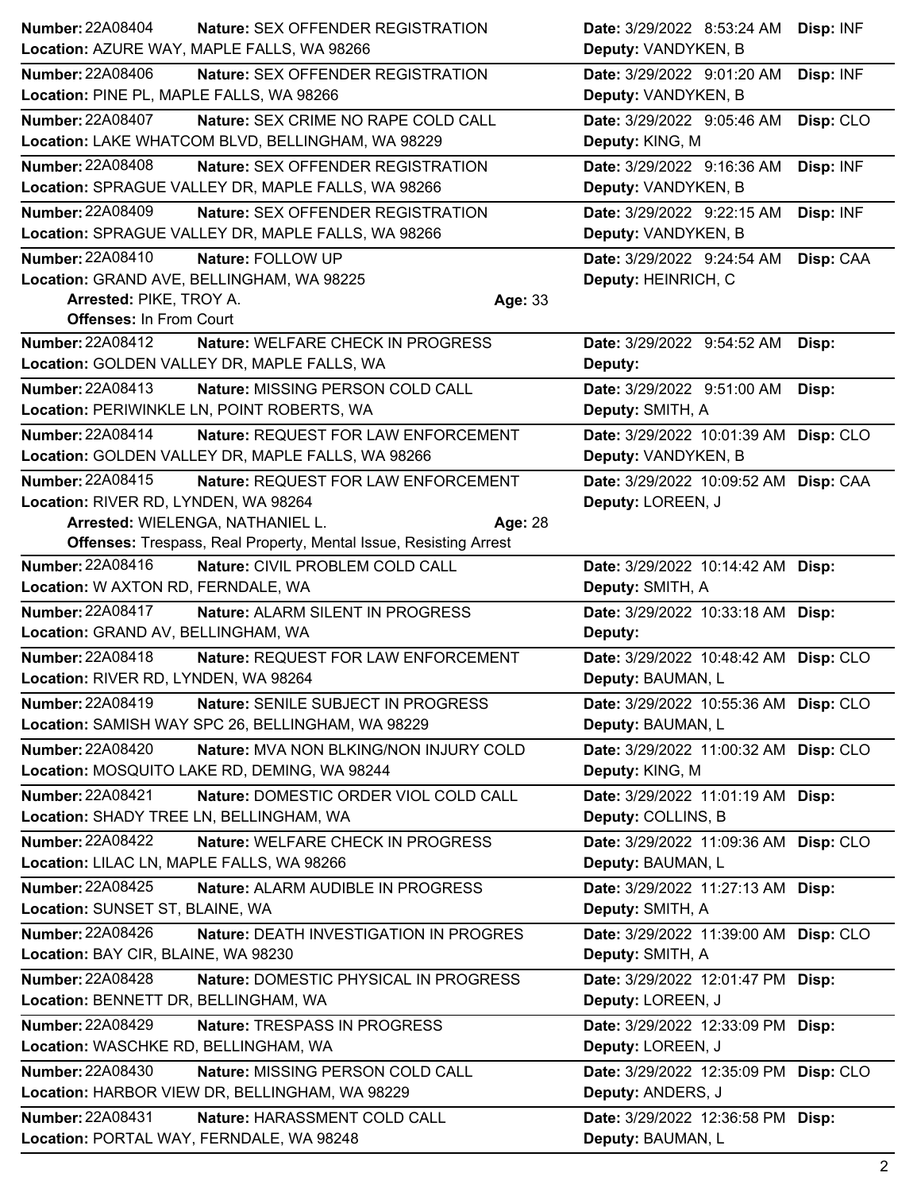**Number:** 22A08404 **Nature:** SEX OFFENDER REGISTRATION **Date:** 3/29/2022 8:53:24 AM **Disp:** INF
**Location:** AZURE WAY, MAPLE FALLS, WA 98266 **Deputy:** VANDYKEN, B

**Number:** 22A08406 **Nature:** SEX OFFENDER REGISTRATION **Date:** 3/29/2022 9:01:20 AM **Disp:** INF
**Location:** PINE PL, MAPLE FALLS, WA 98266 **Deputy:** VANDYKEN, B

**Number:** 22A08407 **Nature:** SEX CRIME NO RAPE COLD CALL **Date:** 3/29/2022 9:05:46 AM **Disp:** CLO
**Location:** LAKE WHATCOM BLVD, BELLINGHAM, WA 98229 **Deputy:** KING, M

**Number:** 22A08408 **Nature:** SEX OFFENDER REGISTRATION **Date:** 3/29/2022 9:16:36 AM **Disp:** INF
**Location:** SPRAGUE VALLEY DR, MAPLE FALLS, WA 98266 **Deputy:** VANDYKEN, B

**Number:** 22A08409 **Nature:** SEX OFFENDER REGISTRATION **Date:** 3/29/2022 9:22:15 AM **Disp:** INF
**Location:** SPRAGUE VALLEY DR, MAPLE FALLS, WA 98266 **Deputy:** VANDYKEN, B

**Number:** 22A08410 **Nature:** FOLLOW UP **Date:** 3/29/2022 9:24:54 AM **Disp:** CAA
**Location:** GRAND AVE, BELLINGHAM, WA 98225 **Deputy:** HEINRICH, C
**Arrested:** PIKE, TROY A. **Age:** 33
**Offenses:** In From Court

**Number:** 22A08412 **Nature:** WELFARE CHECK IN PROGRESS **Date:** 3/29/2022 9:54:52 AM **Disp:**
**Location:** GOLDEN VALLEY DR, MAPLE FALLS, WA **Deputy:**

**Number:** 22A08413 **Nature:** MISSING PERSON COLD CALL **Date:** 3/29/2022 9:51:00 AM **Disp:**
**Location:** PERIWINKLE LN, POINT ROBERTS, WA **Deputy:** SMITH, A

**Number:** 22A08414 **Nature:** REQUEST FOR LAW ENFORCEMENT **Date:** 3/29/2022 10:01:39 AM **Disp:** CLO
**Location:** GOLDEN VALLEY DR, MAPLE FALLS, WA 98266 **Deputy:** VANDYKEN, B

**Number:** 22A08415 **Nature:** REQUEST FOR LAW ENFORCEMENT **Date:** 3/29/2022 10:09:52 AM **Disp:** CAA
**Location:** RIVER RD, LYNDEN, WA 98264 **Deputy:** LOREEN, J
**Arrested:** WIELENGA, NATHANIEL L. **Age:** 28
**Offenses:** Trespass, Real Property, Mental Issue, Resisting Arrest

**Number:** 22A08416 **Nature:** CIVIL PROBLEM COLD CALL **Date:** 3/29/2022 10:14:42 AM **Disp:**
**Location:** W AXTON RD, FERNDALE, WA **Deputy:** SMITH, A

**Number:** 22A08417 **Nature:** ALARM SILENT IN PROGRESS **Date:** 3/29/2022 10:33:18 AM **Disp:**
**Location:** GRAND AV, BELLINGHAM, WA **Deputy:**

**Number:** 22A08418 **Nature:** REQUEST FOR LAW ENFORCEMENT **Date:** 3/29/2022 10:48:42 AM **Disp:** CLO
**Location:** RIVER RD, LYNDEN, WA 98264 **Deputy:** BAUMAN, L

**Number:** 22A08419 **Nature:** SENILE SUBJECT IN PROGRESS **Date:** 3/29/2022 10:55:36 AM **Disp:** CLO
**Location:** SAMISH WAY SPC 26, BELLINGHAM, WA 98229 **Deputy:** BAUMAN, L

**Number:** 22A08420 **Nature:** MVA NON BLKING/NON INJURY COLD **Date:** 3/29/2022 11:00:32 AM **Disp:** CLO
**Location:** MOSQUITO LAKE RD, DEMING, WA 98244 **Deputy:** KING, M

**Number:** 22A08421 **Nature:** DOMESTIC ORDER VIOL COLD CALL **Date:** 3/29/2022 11:01:19 AM **Disp:**
**Location:** SHADY TREE LN, BELLINGHAM, WA **Deputy:** COLLINS, B

**Number:** 22A08422 **Nature:** WELFARE CHECK IN PROGRESS **Date:** 3/29/2022 11:09:36 AM **Disp:** CLO
**Location:** LILAC LN, MAPLE FALLS, WA 98266 **Deputy:** BAUMAN, L

**Number:** 22A08425 **Nature:** ALARM AUDIBLE IN PROGRESS **Date:** 3/29/2022 11:27:13 AM **Disp:**
**Location:** SUNSET ST, BLAINE, WA **Deputy:** SMITH, A

**Number:** 22A08426 **Nature:** DEATH INVESTIGATION IN PROGRES **Date:** 3/29/2022 11:39:00 AM **Disp:** CLO
**Location:** BAY CIR, BLAINE, WA 98230 **Deputy:** SMITH, A

**Number:** 22A08428 **Nature:** DOMESTIC PHYSICAL IN PROGRESS **Date:** 3/29/2022 12:01:47 PM **Disp:**
**Location:** BENNETT DR, BELLINGHAM, WA **Deputy:** LOREEN, J

**Number:** 22A08429 **Nature:** TRESPASS IN PROGRESS **Date:** 3/29/2022 12:33:09 PM **Disp:**
**Location:** WASCHKE RD, BELLINGHAM, WA **Deputy:** LOREEN, J

**Number:** 22A08430 **Nature:** MISSING PERSON COLD CALL **Date:** 3/29/2022 12:35:09 PM **Disp:** CLO
**Location:** HARBOR VIEW DR, BELLINGHAM, WA 98229 **Deputy:** ANDERS, J

**Number:** 22A08431 **Nature:** HARASSMENT COLD CALL **Date:** 3/29/2022 12:36:58 PM **Disp:**
**Location:** PORTAL WAY, FERNDALE, WA 98248 **Deputy:** BAUMAN, L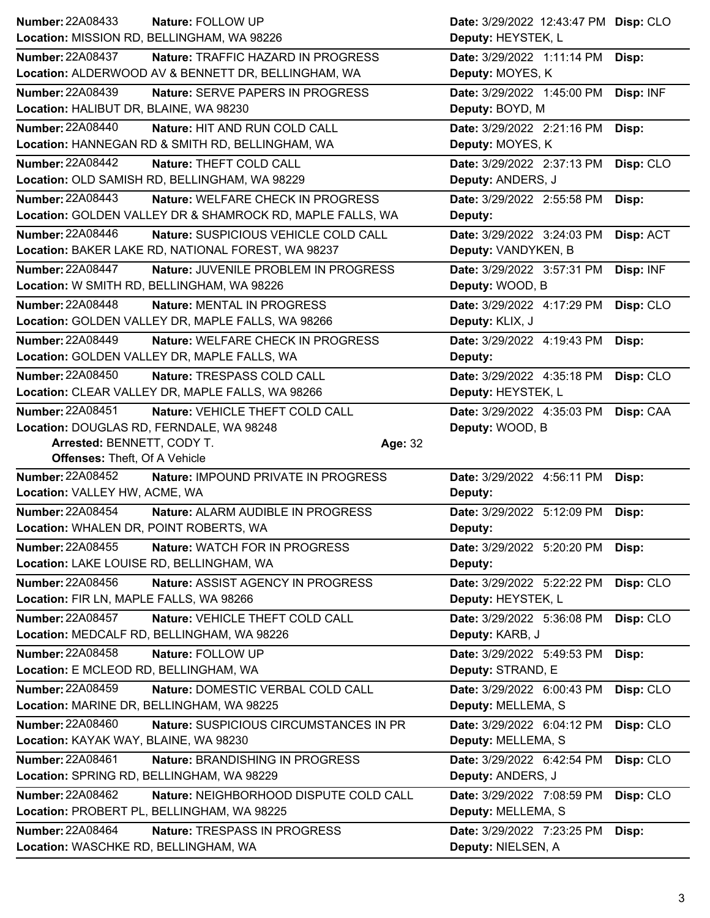**Number:** 22A08433 **Nature:** FOLLOW UP **Date:** 3/29/2022 12:43:47 PM **Disp:** CLO
**Location:** MISSION RD, BELLINGHAM, WA 98226 **Deputy:** HEYSTEK, L

---

**Number:** 22A08437 **Nature:** TRAFFIC HAZARD IN PROGRESS **Date:** 3/29/2022 1:11:14 PM **Disp:**
**Location:** ALDERWOOD AV & BENNETT DR, BELLINGHAM, WA **Deputy:** MOYES, K

---

**Number:** 22A08439 **Nature:** SERVE PAPERS IN PROGRESS **Date:** 3/29/2022 1:45:00 PM **Disp:** INF
**Location:** HALIBUT DR, BLAINE, WA 98230 **Deputy:** BOYD, M

---

**Number:** 22A08440 **Nature:** HIT AND RUN COLD CALL **Date:** 3/29/2022 2:21:16 PM **Disp:**
**Location:** HANNEGAN RD & SMITH RD, BELLINGHAM, WA **Deputy:** MOYES, K

---

**Number:** 22A08442 **Nature:** THEFT COLD CALL **Date:** 3/29/2022 2:37:13 PM **Disp:** CLO
**Location:** OLD SAMISH RD, BELLINGHAM, WA 98229 **Deputy:** ANDERS, J

---

**Number:** 22A08443 **Nature:** WELFARE CHECK IN PROGRESS **Date:** 3/29/2022 2:55:58 PM **Disp:**
**Location:** GOLDEN VALLEY DR & SHAMROCK RD, MAPLE FALLS, WA **Deputy:**

---

**Number:** 22A08446 **Nature:** SUSPICIOUS VEHICLE COLD CALL **Date:** 3/29/2022 3:24:03 PM **Disp:** ACT
**Location:** BAKER LAKE RD, NATIONAL FOREST, WA 98237 **Deputy:** VANDYKEN, B

---

**Number:** 22A08447 **Nature:** JUVENILE PROBLEM IN PROGRESS **Date:** 3/29/2022 3:57:31 PM **Disp:** INF
**Location:** W SMITH RD, BELLINGHAM, WA 98226 **Deputy:** WOOD, B

---

**Number:** 22A08448 **Nature:** MENTAL IN PROGRESS **Date:** 3/29/2022 4:17:29 PM **Disp:** CLO
**Location:** GOLDEN VALLEY DR, MAPLE FALLS, WA 98266 **Deputy:** KLIX, J

---

**Number:** 22A08449 **Nature:** WELFARE CHECK IN PROGRESS **Date:** 3/29/2022 4:19:43 PM **Disp:**
**Location:** GOLDEN VALLEY DR, MAPLE FALLS, WA **Deputy:**

---

**Number:** 22A08450 **Nature:** TRESPASS COLD CALL **Date:** 3/29/2022 4:35:18 PM **Disp:** CLO
**Location:** CLEAR VALLEY DR, MAPLE FALLS, WA 98266 **Deputy:** HEYSTEK, L

---

**Number:** 22A08451 **Nature:** VEHICLE THEFT COLD CALL **Date:** 3/29/2022 4:35:03 PM **Disp:** CAA
**Location:** DOUGLAS RD, FERNDALE, WA 98248 **Deputy:** WOOD, B
**Arrested:** BENNETT, CODY T. **Age:** 32
**Offenses:** Theft, Of A Vehicle

---

**Number:** 22A08452 **Nature:** IMPOUND PRIVATE IN PROGRESS **Date:** 3/29/2022 4:56:11 PM **Disp:**
**Location:** VALLEY HW, ACME, WA **Deputy:**

---

**Number:** 22A08454 **Nature:** ALARM AUDIBLE IN PROGRESS **Date:** 3/29/2022 5:12:09 PM **Disp:**
**Location:** WHALEN DR, POINT ROBERTS, WA **Deputy:**

---

**Number:** 22A08455 **Nature:** WATCH FOR IN PROGRESS **Date:** 3/29/2022 5:20:20 PM **Disp:**
**Location:** LAKE LOUISE RD, BELLINGHAM, WA **Deputy:**

---

**Number:** 22A08456 **Nature:** ASSIST AGENCY IN PROGRESS **Date:** 3/29/2022 5:22:22 PM **Disp:** CLO
**Location:** FIR LN, MAPLE FALLS, WA 98266 **Deputy:** HEYSTEK, L

---

**Number:** 22A08457 **Nature:** VEHICLE THEFT COLD CALL **Date:** 3/29/2022 5:36:08 PM **Disp:** CLO
**Location:** MEDCALF RD, BELLINGHAM, WA 98226 **Deputy:** KARB, J

---

**Number:** 22A08458 **Nature:** FOLLOW UP **Date:** 3/29/2022 5:49:53 PM **Disp:**
**Location:** E MCLEOD RD, BELLINGHAM, WA **Deputy:** STRAND, E

---

**Number:** 22A08459 **Nature:** DOMESTIC VERBAL COLD CALL **Date:** 3/29/2022 6:00:43 PM **Disp:** CLO
**Location:** MARINE DR, BELLINGHAM, WA 98225 **Deputy:** MELLEMA, S

---

**Number:** 22A08460 **Nature:** SUSPICIOUS CIRCUMSTANCES IN PR **Date:** 3/29/2022 6:04:12 PM **Disp:** CLO
**Location:** KAYAK WAY, BLAINE, WA 98230 **Deputy:** MELLEMA, S

---

**Number:** 22A08461 **Nature:** BRANDISHING IN PROGRESS **Date:** 3/29/2022 6:42:54 PM **Disp:** CLO
**Location:** SPRING RD, BELLINGHAM, WA 98229 **Deputy:** ANDERS, J

---

**Number:** 22A08462 **Nature:** NEIGHBORHOOD DISPUTE COLD CALL **Date:** 3/29/2022 7:08:59 PM **Disp:** CLO
**Location:** PROBERT PL, BELLINGHAM, WA 98225 **Deputy:** MELLEMA, S

---

**Number:** 22A08464 **Nature:** TRESPASS IN PROGRESS **Date:** 3/29/2022 7:23:25 PM **Disp:**
**Location:** WASCHKE RD, BELLINGHAM, WA **Deputy:** NIELSEN, A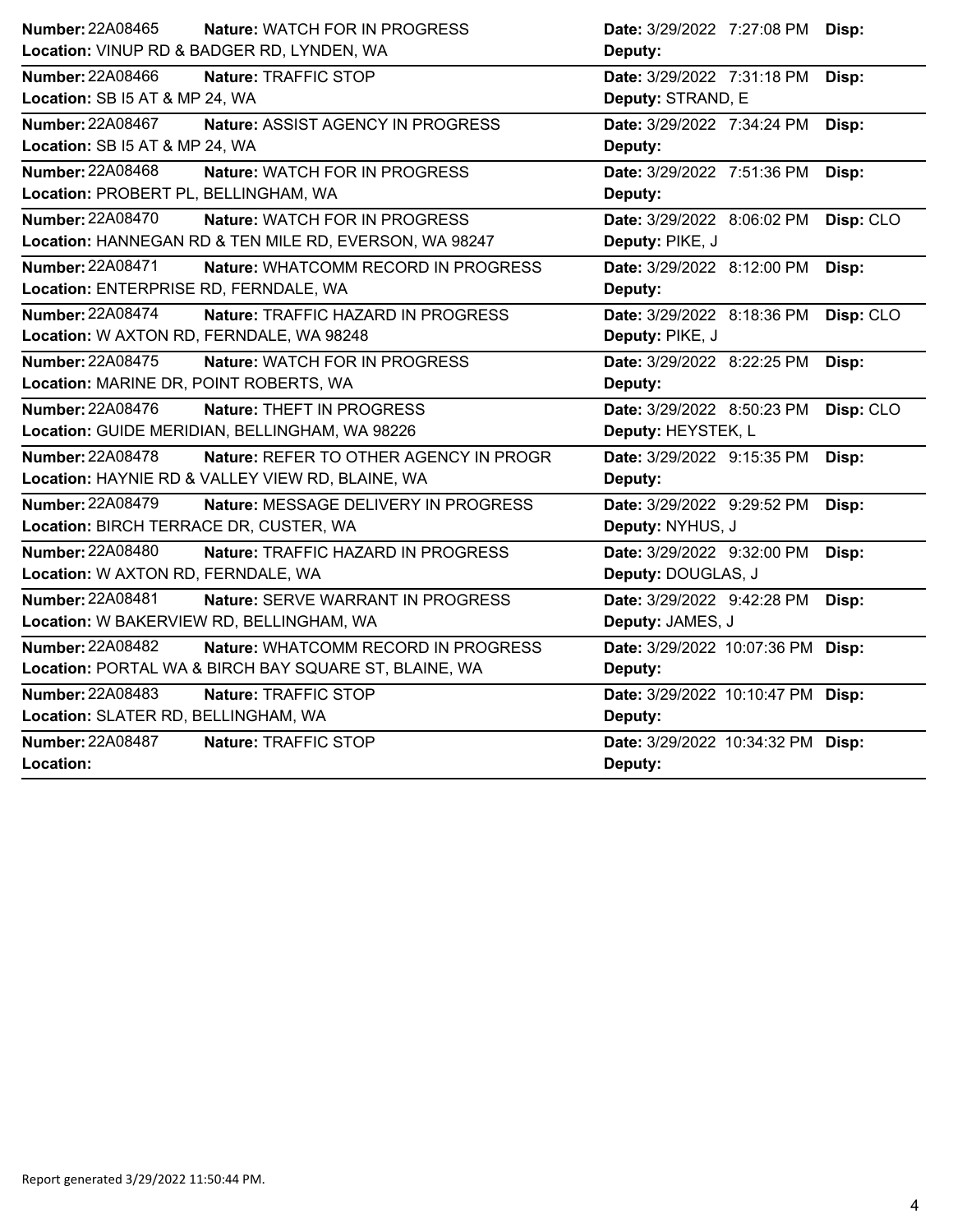**Number:** 22A08465 **Nature:** WATCH FOR IN PROGRESS **Date:** 3/29/2022 7:27:08 PM **Disp:**
**Location:** VINUP RD & BADGER RD, LYNDEN, WA **Deputy:**

**Number:** 22A08466 **Nature:** TRAFFIC STOP **Date:** 3/29/2022 7:31:18 PM **Disp:**
**Location:** SB I5 AT & MP 24, WA **Deputy:** STRAND, E

**Number:** 22A08467 **Nature:** ASSIST AGENCY IN PROGRESS **Date:** 3/29/2022 7:34:24 PM **Disp:**
**Location:** SB I5 AT & MP 24, WA **Deputy:**

**Number:** 22A08468 **Nature:** WATCH FOR IN PROGRESS **Date:** 3/29/2022 7:51:36 PM **Disp:**
**Location:** PROBERT PL, BELLINGHAM, WA **Deputy:**

**Number:** 22A08470 **Nature:** WATCH FOR IN PROGRESS **Date:** 3/29/2022 8:06:02 PM **Disp:** CLO
**Location:** HANNEGAN RD & TEN MILE RD, EVERSON, WA 98247 **Deputy:** PIKE, J

**Number:** 22A08471 **Nature:** WHATCOMM RECORD IN PROGRESS **Date:** 3/29/2022 8:12:00 PM **Disp:**
**Location:** ENTERPRISE RD, FERNDALE, WA **Deputy:**

**Number:** 22A08474 **Nature:** TRAFFIC HAZARD IN PROGRESS **Date:** 3/29/2022 8:18:36 PM **Disp:** CLO
**Location:** W AXTON RD, FERNDALE, WA 98248 **Deputy:** PIKE, J

**Number:** 22A08475 **Nature:** WATCH FOR IN PROGRESS **Date:** 3/29/2022 8:22:25 PM **Disp:**
**Location:** MARINE DR, POINT ROBERTS, WA **Deputy:**

**Number:** 22A08476 **Nature:** THEFT IN PROGRESS **Date:** 3/29/2022 8:50:23 PM **Disp:** CLO
**Location:** GUIDE MERIDIAN, BELLINGHAM, WA 98226 **Deputy:** HEYSTEK, L

**Number:** 22A08478 **Nature:** REFER TO OTHER AGENCY IN PROGR **Date:** 3/29/2022 9:15:35 PM **Disp:**
**Location:** HAYNIE RD & VALLEY VIEW RD, BLAINE, WA **Deputy:**

**Number:** 22A08479 **Nature:** MESSAGE DELIVERY IN PROGRESS **Date:** 3/29/2022 9:29:52 PM **Disp:**
**Location:** BIRCH TERRACE DR, CUSTER, WA **Deputy:** NYHUS, J

**Number:** 22A08480 **Nature:** TRAFFIC HAZARD IN PROGRESS **Date:** 3/29/2022 9:32:00 PM **Disp:**
**Location:** W AXTON RD, FERNDALE, WA **Deputy:** DOUGLAS, J

**Number:** 22A08481 **Nature:** SERVE WARRANT IN PROGRESS **Date:** 3/29/2022 9:42:28 PM **Disp:**
**Location:** W BAKERVIEW RD, BELLINGHAM, WA **Deputy:** JAMES, J

**Number:** 22A08482 **Nature:** WHATCOMM RECORD IN PROGRESS **Date:** 3/29/2022 10:07:36 PM **Disp:**
**Location:** PORTAL WA & BIRCH BAY SQUARE ST, BLAINE, WA **Deputy:**

**Number:** 22A08483 **Nature:** TRAFFIC STOP **Date:** 3/29/2022 10:10:47 PM **Disp:**
**Location:** SLATER RD, BELLINGHAM, WA **Deputy:**

**Number:** 22A08487 **Nature:** TRAFFIC STOP **Date:** 3/29/2022 10:34:32 PM **Disp:**
**Location:** **Deputy:**

Report generated 3/29/2022 11:50:44 PM.